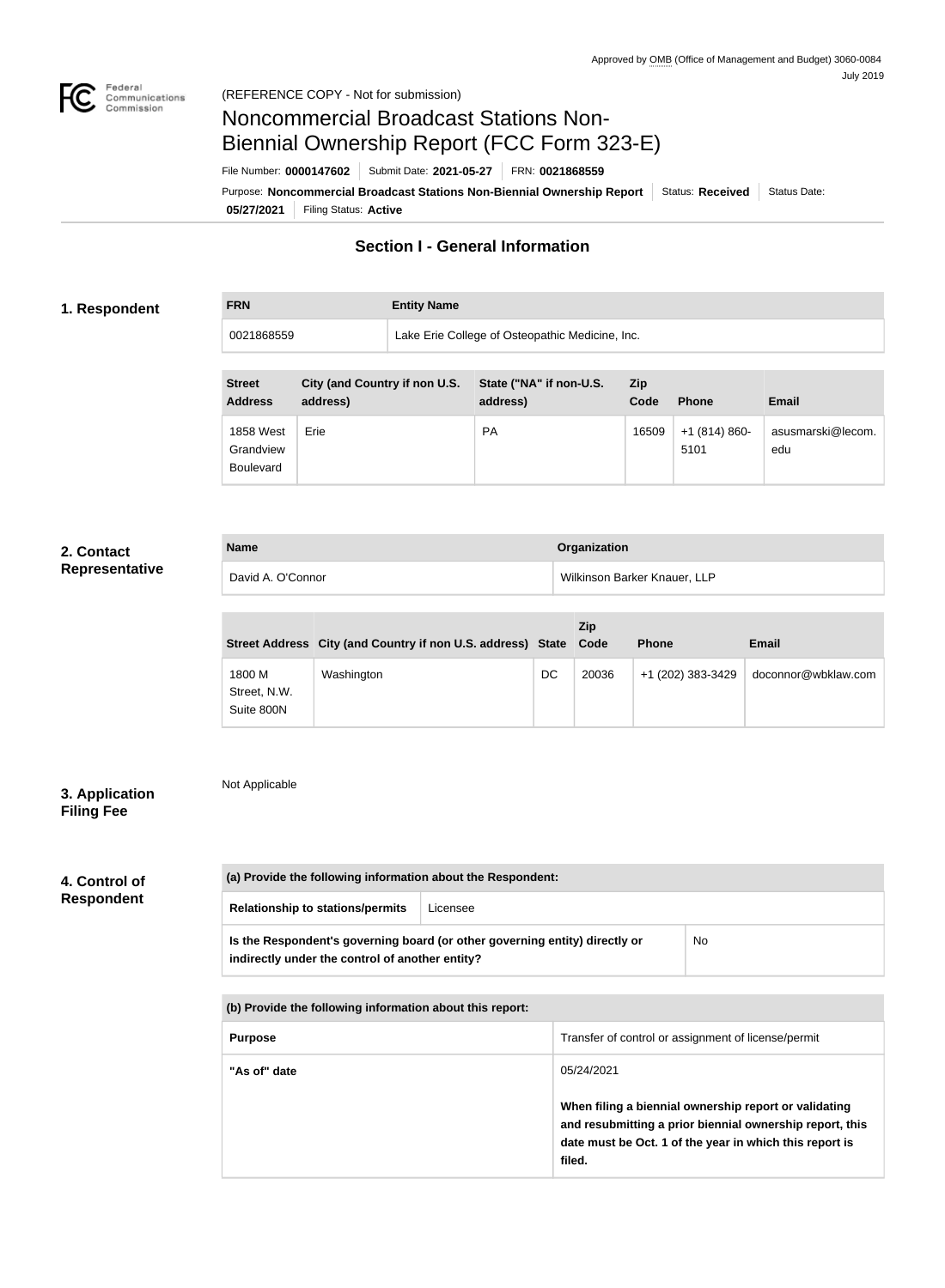Approved by OMB (Office of Management and Budget) 3060-0084
July 2019

(REFERENCE COPY - Not for submission)

# Noncommercial Broadcast Stations Non-Biennial Ownership Report (FCC Form 323-E)

File Number: **0000147602** | Submit Date: **2021-05-27** | FRN: **0021868559**

Purpose: **Noncommercial Broadcast Stations Non-Biennial Ownership Report** | Status: **Received** | Status Date: **05/27/2021** | Filing Status: **Active**

## Section I - General Information

### 1. Respondent

| FRN | Entity Name |
|---|---|
| 0021868559 | Lake Erie College of Osteopathic Medicine, Inc. |

| Street Address | City (and Country if non U.S. address) | State ("NA" if non-U.S. address) | Zip Code | Phone | Email |
|---|---|---|---|---|---|
| 1858 West Grandview Boulevard | Erie | PA | 16509 | +1 (814) 860-5101 | asusmarski@lecom.edu |

### 2. Contact Representative

| Name | Organization |
|---|---|
| David A. O'Connor | Wilkinson Barker Knauer, LLP |

| Street Address | City (and Country if non U.S. address) | State | Zip Code | Phone | Email |
|---|---|---|---|---|---|
| 1800 M Street, N.W. Suite 800N | Washington | DC | 20036 | +1 (202) 383-3429 | doconnor@wbklaw.com |

### 3. Application Filing Fee

Not Applicable

### 4. Control of Respondent

| (a) Provide the following information about the Respondent: | |
|---|---|
| **Relationship to stations/permits** | Licensee |
| **Is the Respondent's governing board (or other governing entity) directly or indirectly under the control of another entity?** | No |

| (b) Provide the following information about this report: | |
|---|---|
| **Purpose** | Transfer of control or assignment of license/permit |
| **"As of" date** | 05/24/2021<br><br>**When filing a biennial ownership report or validating and resubmitting a prior biennial ownership report, this date must be Oct. 1 of the year in which this report is filed.** |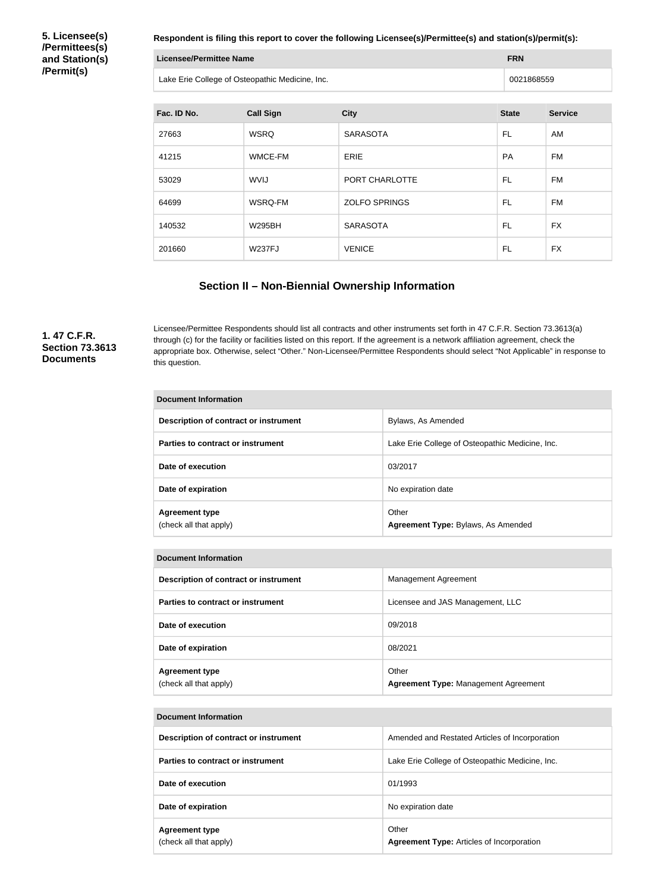**5. Licensee(s)/Permittees(s) and Station(s)/Permit(s)**

**Respondent is filing this report to cover the following Licensee(s)/Permittee(s) and station(s)/permit(s):**

| Licensee/Permittee Name | FRN |
| --- | --- |
| Lake Erie College of Osteopathic Medicine, Inc. | 0021868559 |

| Fac. ID No. | Call Sign | City | State | Service |
| --- | --- | --- | --- | --- |
| 27663 | WSRQ | SARASOTA | FL | AM |
| 41215 | WMCE-FM | ERIE | PA | FM |
| 53029 | WVIJ | PORT CHARLOTTE | FL | FM |
| 64699 | WSRQ-FM | ZOLFO SPRINGS | FL | FM |
| 140532 | W295BH | SARASOTA | FL | FX |
| 201660 | W237FJ | VENICE | FL | FX |

## Section II – Non-Biennial Ownership Information

**1. 47 C.F.R. Section 73.3613 Documents**

Licensee/Permittee Respondents should list all contracts and other instruments set forth in 47 C.F.R. Section 73.3613(a) through (c) for the facility or facilities listed on this report. If the agreement is a network affiliation agreement, check the appropriate box. Otherwise, select "Other." Non-Licensee/Permittee Respondents should select "Not Applicable" in response to this question.

| Document Information | |
| --- | --- |
| **Description of contract or instrument** | Bylaws, As Amended |
| **Parties to contract or instrument** | Lake Erie College of Osteopathic Medicine, Inc. |
| **Date of execution** | 03/2017 |
| **Date of expiration** | No expiration date |
| **Agreement type** (check all that apply) | Other **Agreement Type:** Bylaws, As Amended |

| Document Information | |
| --- | --- |
| **Description of contract or instrument** | Management Agreement |
| **Parties to contract or instrument** | Licensee and JAS Management, LLC |
| **Date of execution** | 09/2018 |
| **Date of expiration** | 08/2021 |
| **Agreement type** (check all that apply) | Other **Agreement Type:** Management Agreement |

| Document Information | |
| --- | --- |
| **Description of contract or instrument** | Amended and Restated Articles of Incorporation |
| **Parties to contract or instrument** | Lake Erie College of Osteopathic Medicine, Inc. |
| **Date of execution** | 01/1993 |
| **Date of expiration** | No expiration date |
| **Agreement type** (check all that apply) | Other **Agreement Type:** Articles of Incorporation |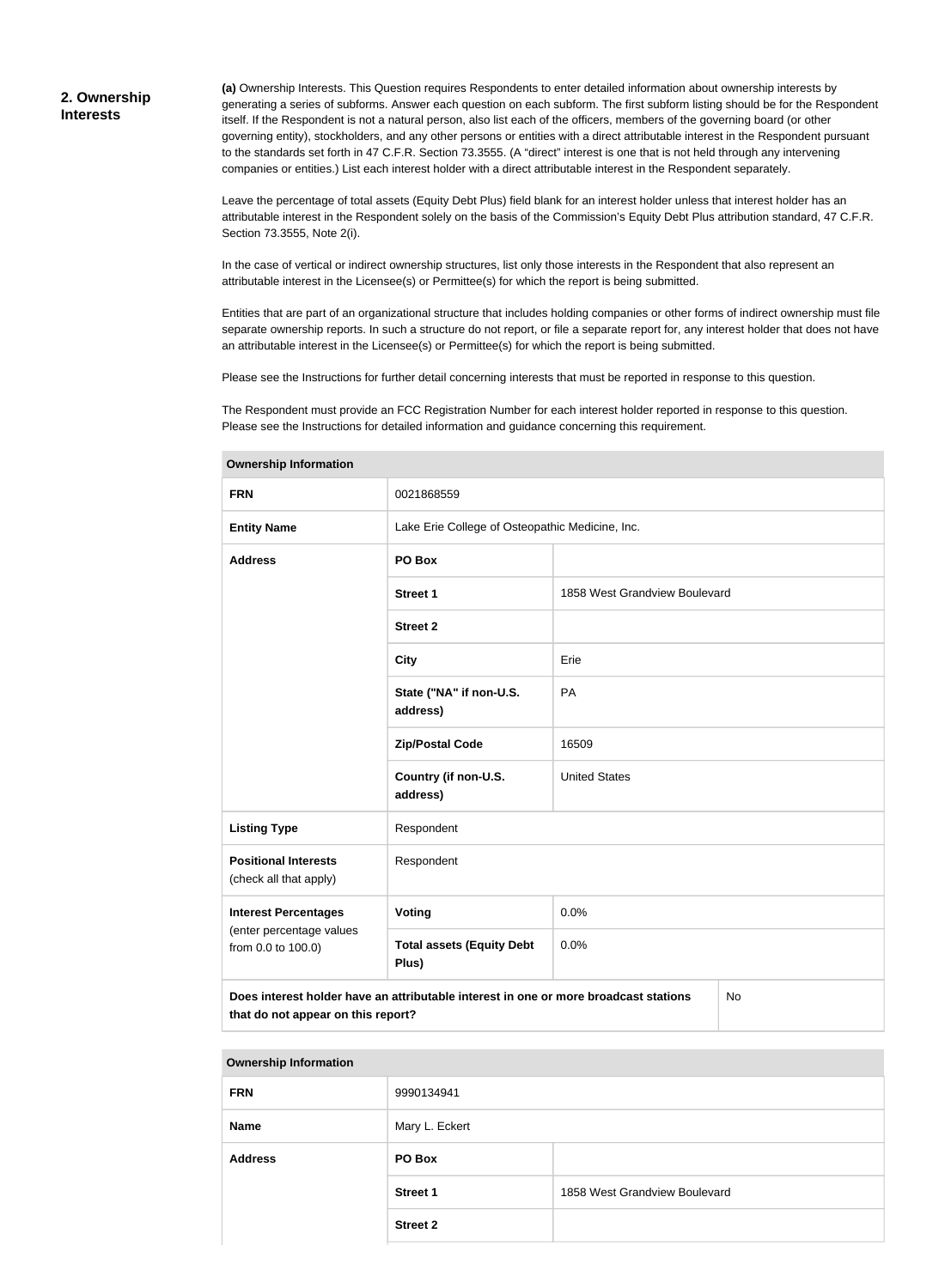## 2. Ownership Interests

**(a)** Ownership Interests. This Question requires Respondents to enter detailed information about ownership interests by generating a series of subforms. Answer each question on each subform. The first subform listing should be for the Respondent itself. If the Respondent is not a natural person, also list each of the officers, members of the governing board (or other governing entity), stockholders, and any other persons or entities with a direct attributable interest in the Respondent pursuant to the standards set forth in 47 C.F.R. Section 73.3555. (A "direct" interest is one that is not held through any intervening companies or entities.) List each interest holder with a direct attributable interest in the Respondent separately.

Leave the percentage of total assets (Equity Debt Plus) field blank for an interest holder unless that interest holder has an attributable interest in the Respondent solely on the basis of the Commission's Equity Debt Plus attribution standard, 47 C.F.R. Section 73.3555, Note 2(i).

In the case of vertical or indirect ownership structures, list only those interests in the Respondent that also represent an attributable interest in the Licensee(s) or Permittee(s) for which the report is being submitted.

Entities that are part of an organizational structure that includes holding companies or other forms of indirect ownership must file separate ownership reports. In such a structure do not report, or file a separate report for, any interest holder that does not have an attributable interest in the Licensee(s) or Permittee(s) for which the report is being submitted.

Please see the Instructions for further detail concerning interests that must be reported in response to this question.

The Respondent must provide an FCC Registration Number for each interest holder reported in response to this question. Please see the Instructions for detailed information and guidance concerning this requirement.

| Ownership Information | | |
|---|---|---|
| **FRN** | 0021868559 | |
| **Entity Name** | Lake Erie College of Osteopathic Medicine, Inc. | |
| **Address** | **PO Box** | |
| | **Street 1** | 1858 West Grandview Boulevard |
| | **Street 2** | |
| | **City** | Erie |
| | **State ("NA" if non-U.S. address)** | PA |
| | **Zip/Postal Code** | 16509 |
| | **Country (if non-U.S. address)** | United States |
| **Listing Type** | Respondent | |
| **Positional Interests** (check all that apply) | Respondent | |
| **Interest Percentages** (enter percentage values from 0.0 to 100.0) | **Voting** | 0.0% |
| | **Total assets (Equity Debt Plus)** | 0.0% |
| **Does interest holder have an attributable interest in one or more broadcast stations that do not appear on this report?** | | No |

| Ownership Information | | |
|---|---|---|
| **FRN** | 9990134941 | |
| **Name** | Mary L. Eckert | |
| **Address** | **PO Box** | |
| | **Street 1** | 1858 West Grandview Boulevard |
| | **Street 2** | |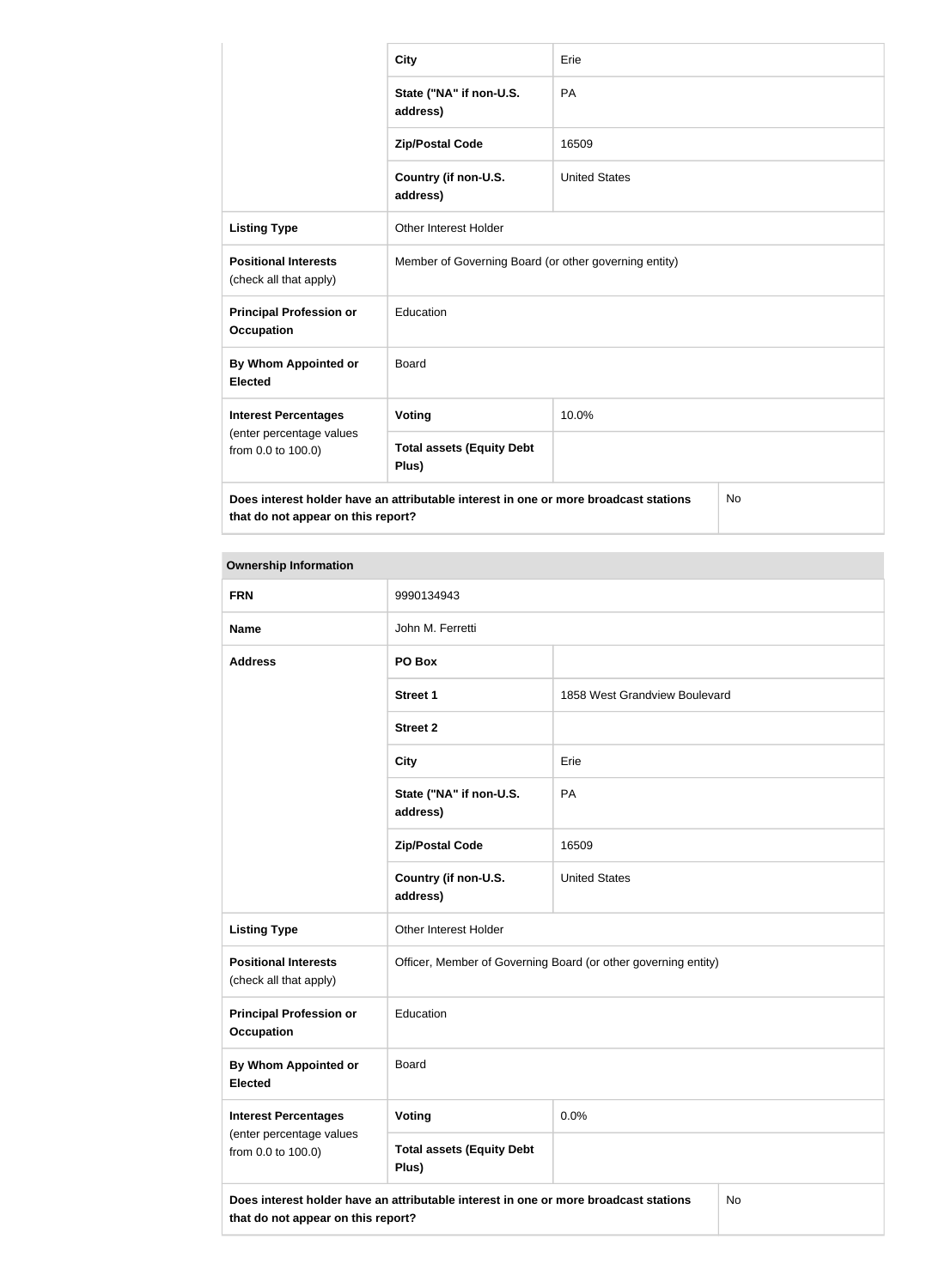| | | |
|---|---|---|
| | **City** | Erie |
| | **State ("NA" if non-U.S. address)** | PA |
| | **Zip/Postal Code** | 16509 |
| | **Country (if non-U.S. address)** | United States |
| **Listing Type** | Other Interest Holder | |
| **Positional Interests** (check all that apply) | Member of Governing Board (or other governing entity) | |
| **Principal Profession or Occupation** | Education | |
| **By Whom Appointed or Elected** | Board | |
| **Interest Percentages** (enter percentage values from 0.0 to 100.0) | **Voting** | 10.0% |
| | **Total assets (Equity Debt Plus)** | |
| **Does interest holder have an attributable interest in one or more broadcast stations that do not appear on this report?** | | No |

| **Ownership Information** | | |
|---|---|---|
| **FRN** | 9990134943 | |
| **Name** | John M. Ferretti | |
| **Address** | **PO Box** | |
| | **Street 1** | 1858 West Grandview Boulevard |
| | **Street 2** | |
| | **City** | Erie |
| | **State ("NA" if non-U.S. address)** | PA |
| | **Zip/Postal Code** | 16509 |
| | **Country (if non-U.S. address)** | United States |
| **Listing Type** | Other Interest Holder | |
| **Positional Interests** (check all that apply) | Officer, Member of Governing Board (or other governing entity) | |
| **Principal Profession or Occupation** | Education | |
| **By Whom Appointed or Elected** | Board | |
| **Interest Percentages** (enter percentage values from 0.0 to 100.0) | **Voting** | 0.0% |
| | **Total assets (Equity Debt Plus)** | |
| **Does interest holder have an attributable interest in one or more broadcast stations that do not appear on this report?** | | No |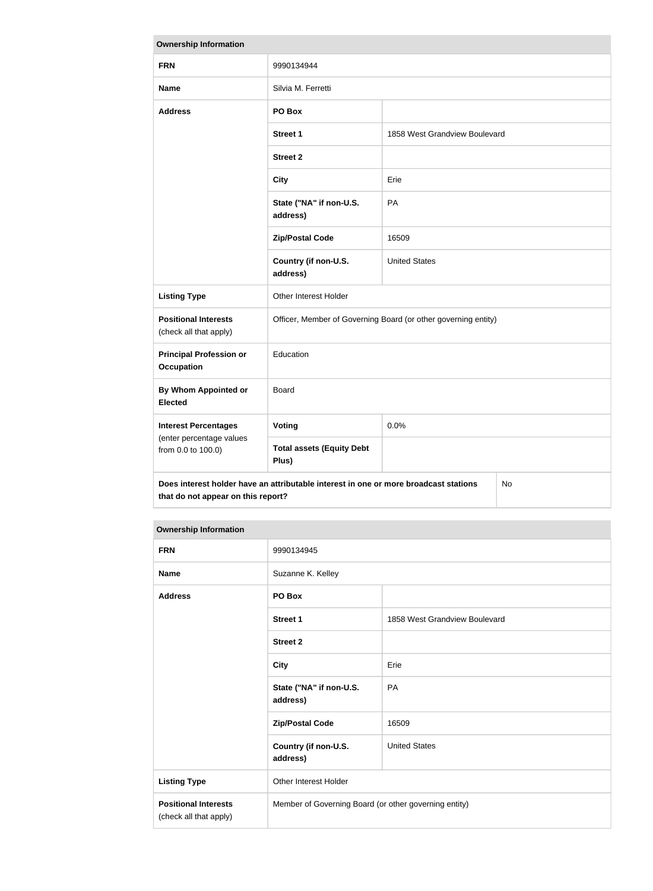**Ownership Information**

| | | |
|---|---|---|
| **FRN** | 9990134944 | |
| **Name** | Silvia M. Ferretti | |
| **Address** | **PO Box** | |
| | **Street 1** | 1858 West Grandview Boulevard |
| | **Street 2** | |
| | **City** | Erie |
| | **State ("NA" if non-U.S. address)** | PA |
| | **Zip/Postal Code** | 16509 |
| | **Country (if non-U.S. address)** | United States |
| **Listing Type** | Other Interest Holder | |
| **Positional Interests** (check all that apply) | Officer, Member of Governing Board (or other governing entity) | |
| **Principal Profession or Occupation** | Education | |
| **By Whom Appointed or Elected** | Board | |
| **Interest Percentages** (enter percentage values from 0.0 to 100.0) | **Voting** | 0.0% |
| | **Total assets (Equity Debt Plus)** | |
| **Does interest holder have an attributable interest in one or more broadcast stations that do not appear on this report?** | | No |

**Ownership Information**

| | | |
|---|---|---|
| **FRN** | 9990134945 | |
| **Name** | Suzanne K. Kelley | |
| **Address** | **PO Box** | |
| | **Street 1** | 1858 West Grandview Boulevard |
| | **Street 2** | |
| | **City** | Erie |
| | **State ("NA" if non-U.S. address)** | PA |
| | **Zip/Postal Code** | 16509 |
| | **Country (if non-U.S. address)** | United States |
| **Listing Type** | Other Interest Holder | |
| **Positional Interests** (check all that apply) | Member of Governing Board (or other governing entity) | |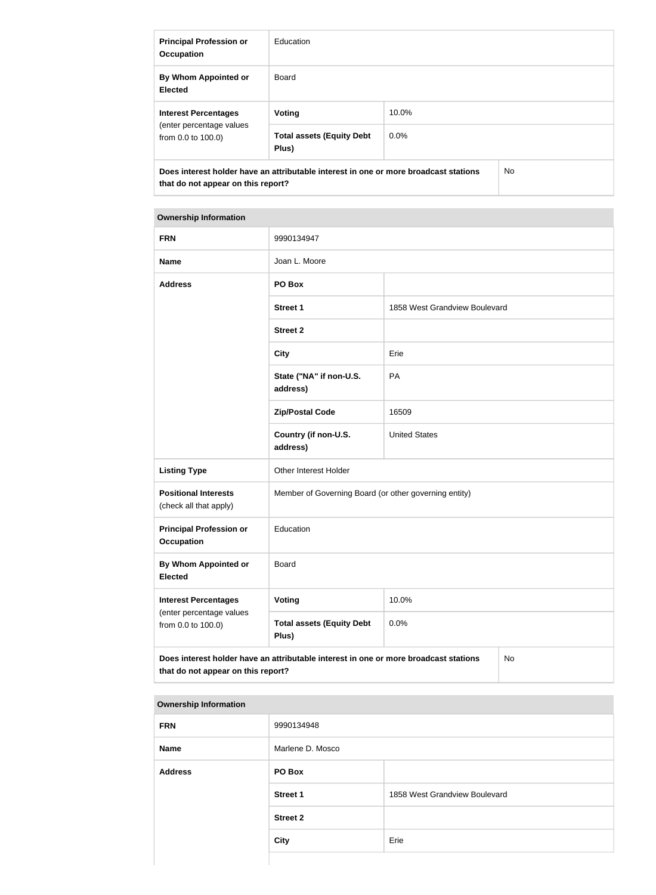| | | |
|---|---|---|
| **Principal Profession or Occupation** | Education | |
| **By Whom Appointed or Elected** | Board | |
| **Interest Percentages** (enter percentage values from 0.0 to 100.0) | **Voting** | 10.0% |
| | **Total assets (Equity Debt Plus)** | 0.0% |
| **Does interest holder have an attributable interest in one or more broadcast stations that do not appear on this report?** | | No |

| **Ownership Information** | | |
|---|---|---|
| **FRN** | 9990134947 | |
| **Name** | Joan L. Moore | |
| **Address** | **PO Box** | |
| | **Street 1** | 1858 West Grandview Boulevard |
| | **Street 2** | |
| | **City** | Erie |
| | **State ("NA" if non-U.S. address)** | PA |
| | **Zip/Postal Code** | 16509 |
| | **Country (if non-U.S. address)** | United States |
| **Listing Type** | Other Interest Holder | |
| **Positional Interests** (check all that apply) | Member of Governing Board (or other governing entity) | |
| **Principal Profession or Occupation** | Education | |
| **By Whom Appointed or Elected** | Board | |
| **Interest Percentages** (enter percentage values from 0.0 to 100.0) | **Voting** | 10.0% |
| | **Total assets (Equity Debt Plus)** | 0.0% |
| **Does interest holder have an attributable interest in one or more broadcast stations that do not appear on this report?** | | No |

| **Ownership Information** | | |
|---|---|---|
| **FRN** | 9990134948 | |
| **Name** | Marlene D. Mosco | |
| **Address** | **PO Box** | |
| | **Street 1** | 1858 West Grandview Boulevard |
| | **Street 2** | |
| | **City** | Erie |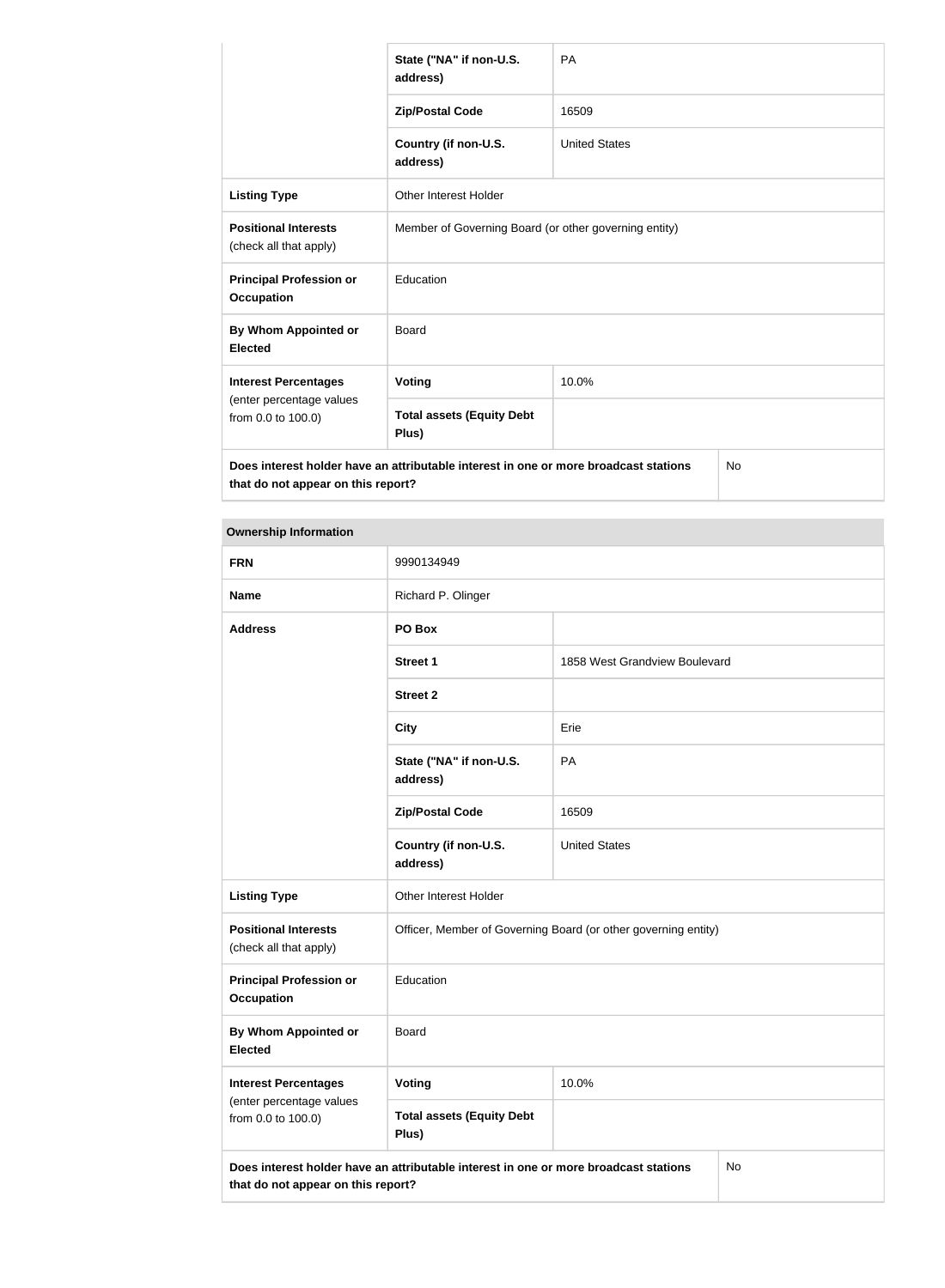| | | |
|---|---|---|
| | State ("NA" if non-U.S. address) | PA |
| | Zip/Postal Code | 16509 |
| | Country (if non-U.S. address) | United States |
| **Listing Type** | Other Interest Holder | |
| **Positional Interests** (check all that apply) | Member of Governing Board (or other governing entity) | |
| **Principal Profession or Occupation** | Education | |
| **By Whom Appointed or Elected** | Board | |
| **Interest Percentages** (enter percentage values from 0.0 to 100.0) | **Voting** | 10.0% |
| | **Total assets (Equity Debt Plus)** | |
| **Does interest holder have an attributable interest in one or more broadcast stations that do not appear on this report?** | | No |

**Ownership Information**

| | | |
|---|---|---|
| **FRN** | 9990134949 | |
| **Name** | Richard P. Olinger | |
| **Address** | **PO Box** | |
| | **Street 1** | 1858 West Grandview Boulevard |
| | **Street 2** | |
| | **City** | Erie |
| | **State ("NA" if non-U.S. address)** | PA |
| | **Zip/Postal Code** | 16509 |
| | **Country (if non-U.S. address)** | United States |
| **Listing Type** | Other Interest Holder | |
| **Positional Interests** (check all that apply) | Officer, Member of Governing Board (or other governing entity) | |
| **Principal Profession or Occupation** | Education | |
| **By Whom Appointed or Elected** | Board | |
| **Interest Percentages** (enter percentage values from 0.0 to 100.0) | **Voting** | 10.0% |
| | **Total assets (Equity Debt Plus)** | |
| **Does interest holder have an attributable interest in one or more broadcast stations that do not appear on this report?** | | No |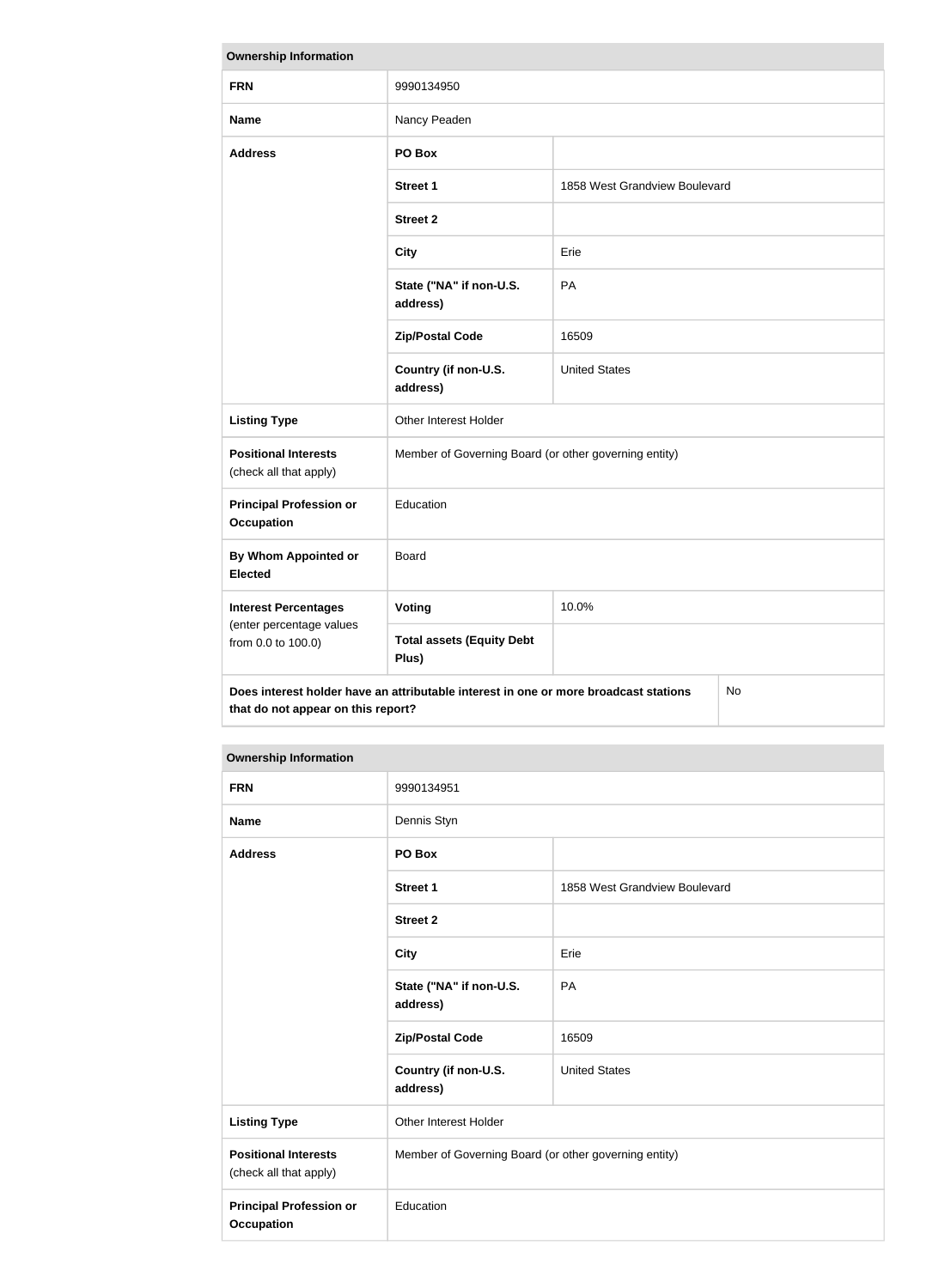| Ownership Information | | |
|---|---|---|
| **FRN** | 9990134950 | |
| **Name** | Nancy Peaden | |
| **Address** | **PO Box** | |
| | **Street 1** | 1858 West Grandview Boulevard |
| | **Street 2** | |
| | **City** | Erie |
| | **State ("NA" if non-U.S. address)** | PA |
| | **Zip/Postal Code** | 16509 |
| | **Country (if non-U.S. address)** | United States |
| **Listing Type** | Other Interest Holder | |
| **Positional Interests** (check all that apply) | Member of Governing Board (or other governing entity) | |
| **Principal Profession or Occupation** | Education | |
| **By Whom Appointed or Elected** | Board | |
| **Interest Percentages** (enter percentage values from 0.0 to 100.0) | **Voting** | 10.0% |
| | **Total assets (Equity Debt Plus)** | |
| **Does interest holder have an attributable interest in one or more broadcast stations that do not appear on this report?** | | No |

| Ownership Information | | |
|---|---|---|
| **FRN** | 9990134951 | |
| **Name** | Dennis Styn | |
| **Address** | **PO Box** | |
| | **Street 1** | 1858 West Grandview Boulevard |
| | **Street 2** | |
| | **City** | Erie |
| | **State ("NA" if non-U.S. address)** | PA |
| | **Zip/Postal Code** | 16509 |
| | **Country (if non-U.S. address)** | United States |
| **Listing Type** | Other Interest Holder | |
| **Positional Interests** (check all that apply) | Member of Governing Board (or other governing entity) | |
| **Principal Profession or Occupation** | Education | |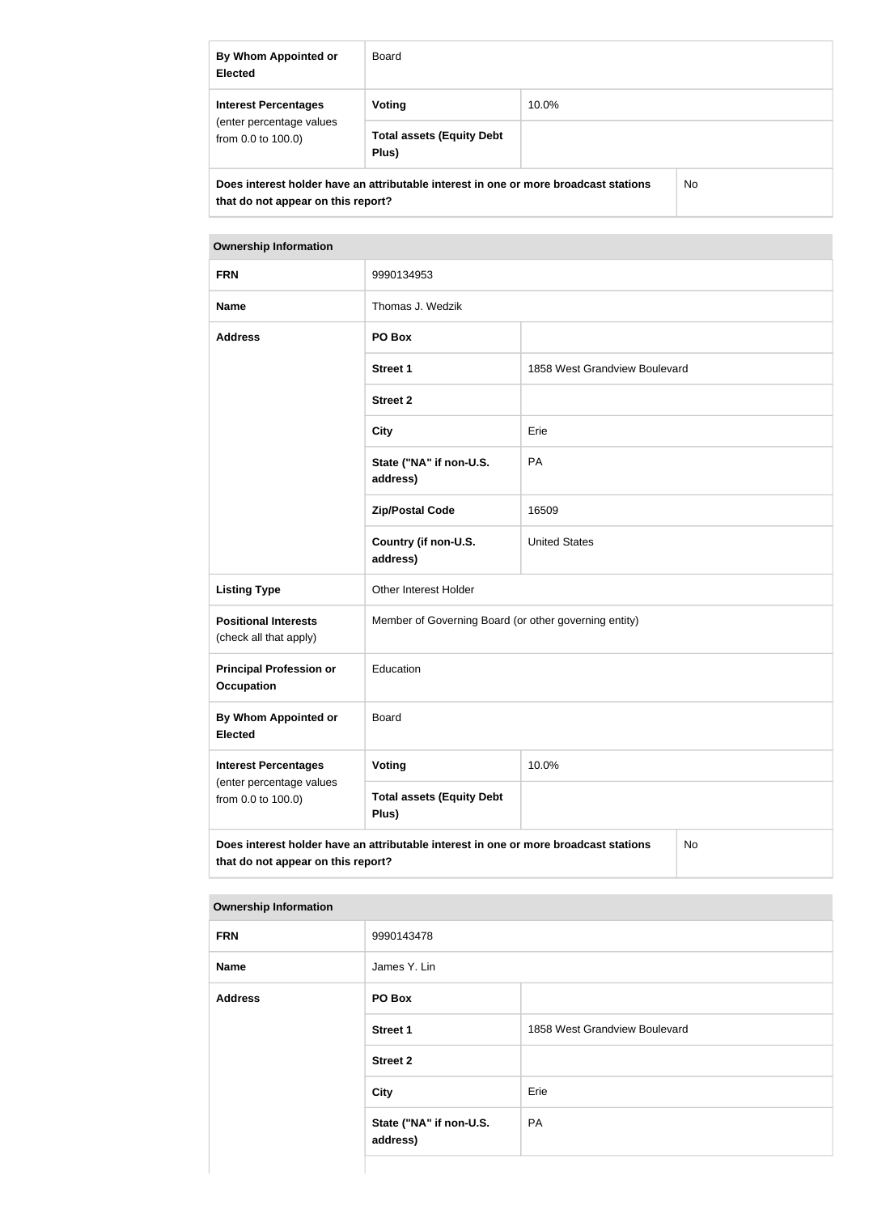| By Whom Appointed or Elected | Board | |
|---|---|---|
| **Interest Percentages** (enter percentage values from 0.0 to 100.0) | **Voting** | 10.0% |
| | **Total assets (Equity Debt Plus)** | |
| **Does interest holder have an attributable interest in one or more broadcast stations that do not appear on this report?** | | No |

| Ownership Information | | |
|---|---|---|
| **FRN** | 9990134953 | |
| **Name** | Thomas J. Wedzik | |
| **Address** | **PO Box** | |
| | **Street 1** | 1858 West Grandview Boulevard |
| | **Street 2** | |
| | **City** | Erie |
| | **State ("NA" if non-U.S. address)** | PA |
| | **Zip/Postal Code** | 16509 |
| | **Country (if non-U.S. address)** | United States |
| **Listing Type** | Other Interest Holder | |
| **Positional Interests** (check all that apply) | Member of Governing Board (or other governing entity) | |
| **Principal Profession or Occupation** | Education | |
| **By Whom Appointed or Elected** | Board | |
| **Interest Percentages** (enter percentage values from 0.0 to 100.0) | **Voting** | 10.0% |
| | **Total assets (Equity Debt Plus)** | |
| **Does interest holder have an attributable interest in one or more broadcast stations that do not appear on this report?** | | No |

| Ownership Information | | |
|---|---|---|
| **FRN** | 9990143478 | |
| **Name** | James Y. Lin | |
| **Address** | **PO Box** | |
| | **Street 1** | 1858 West Grandview Boulevard |
| | **Street 2** | |
| | **City** | Erie |
| | **State ("NA" if non-U.S. address)** | PA |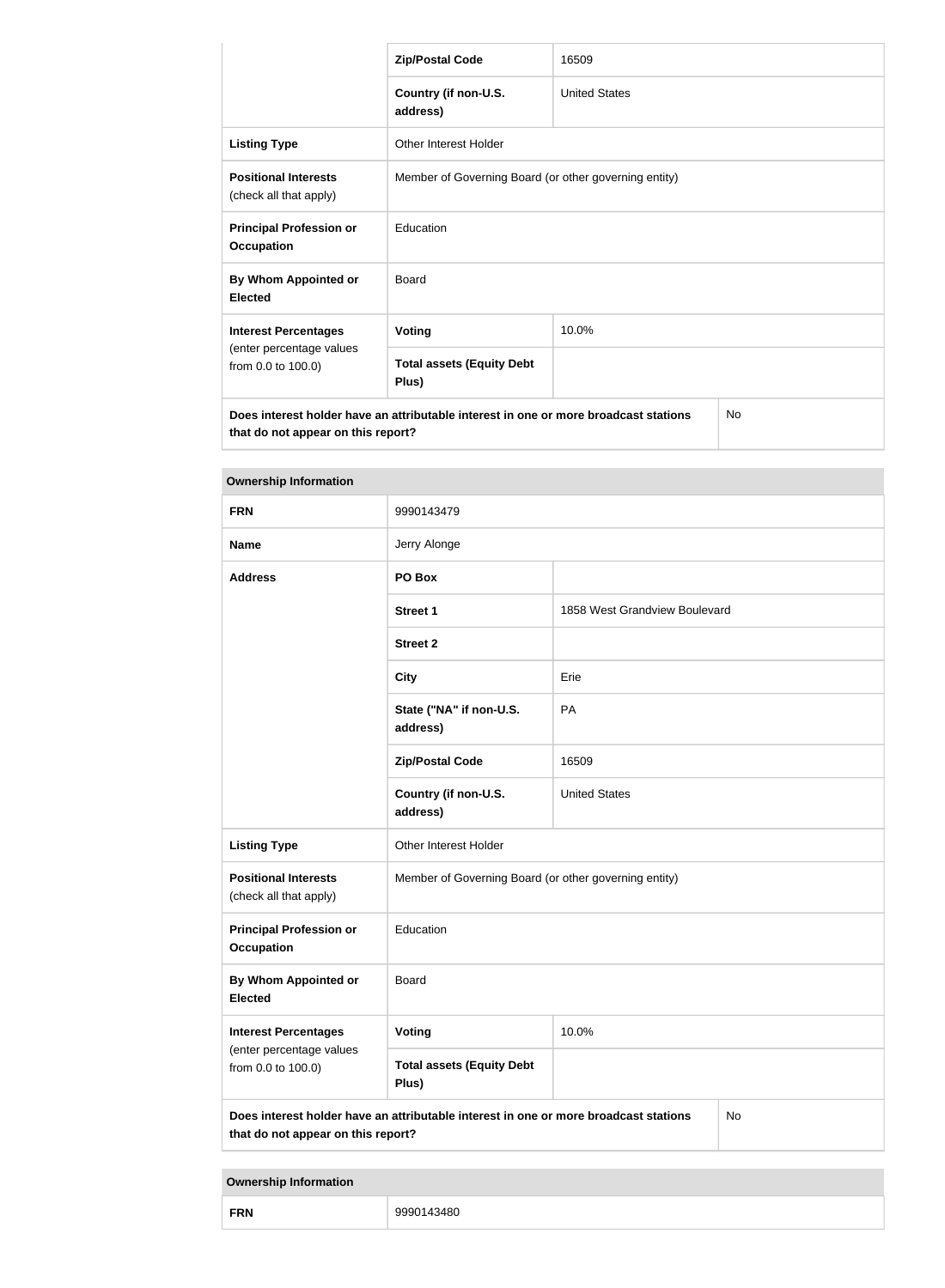| | Zip/Postal Code | 16509 |
|---|---|---|
| | Country (if non-U.S. address) | United States |
| **Listing Type** | Other Interest Holder | |
| **Positional Interests** (check all that apply) | Member of Governing Board (or other governing entity) | |
| **Principal Profession or Occupation** | Education | |
| **By Whom Appointed or Elected** | Board | |
| **Interest Percentages** (enter percentage values from 0.0 to 100.0) | **Voting** | 10.0% |
| | **Total assets (Equity Debt Plus)** | |
| **Does interest holder have an attributable interest in one or more broadcast stations that do not appear on this report?** | | No |

| Ownership Information | | |
|---|---|---|
| **FRN** | 9990143479 | |
| **Name** | Jerry Alonge | |
| **Address** | **PO Box** | |
| | **Street 1** | 1858 West Grandview Boulevard |
| | **Street 2** | |
| | **City** | Erie |
| | **State ("NA" if non-U.S. address)** | PA |
| | **Zip/Postal Code** | 16509 |
| | **Country (if non-U.S. address)** | United States |
| **Listing Type** | Other Interest Holder | |
| **Positional Interests** (check all that apply) | Member of Governing Board (or other governing entity) | |
| **Principal Profession or Occupation** | Education | |
| **By Whom Appointed or Elected** | Board | |
| **Interest Percentages** (enter percentage values from 0.0 to 100.0) | **Voting** | 10.0% |
| | **Total assets (Equity Debt Plus)** | |
| **Does interest holder have an attributable interest in one or more broadcast stations that do not appear on this report?** | | No |

| Ownership Information | |
|---|---|
| **FRN** | 9990143480 |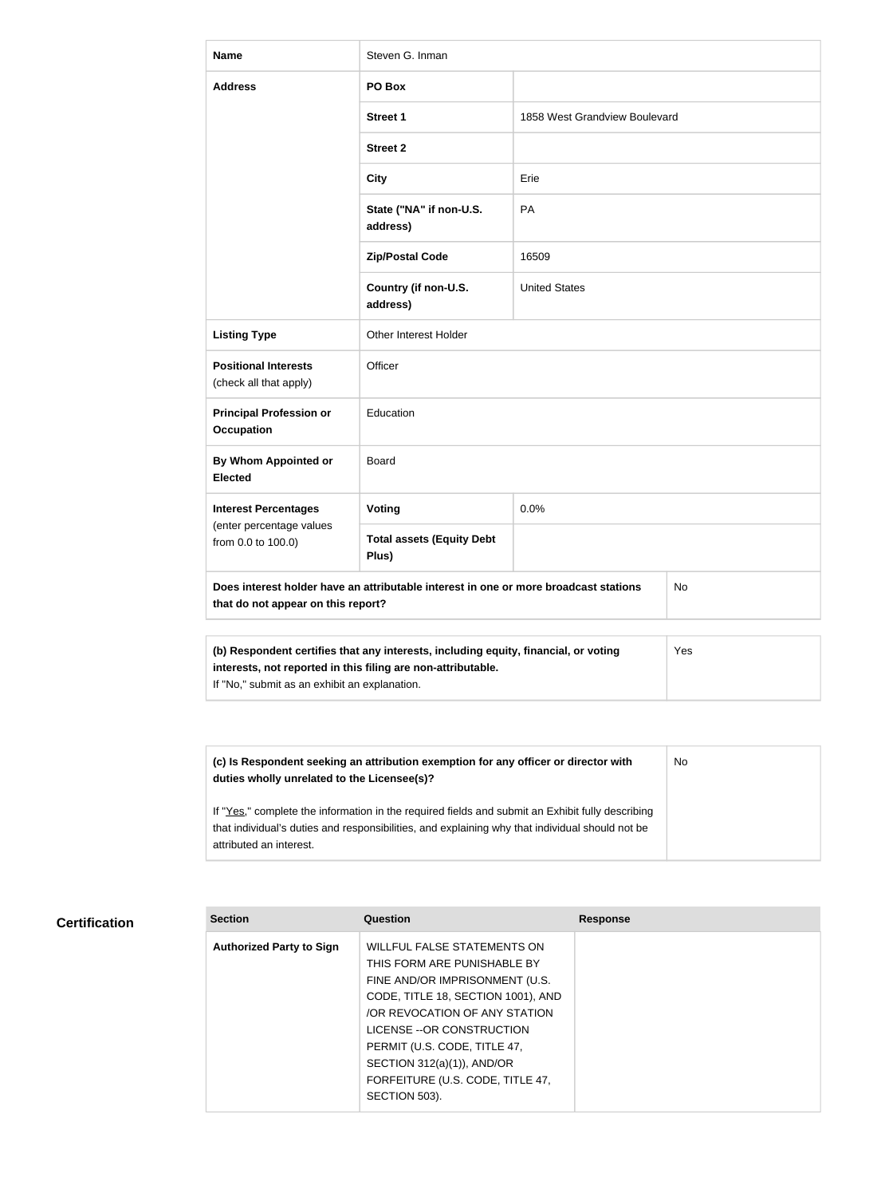| Name | Steven G. Inman | |
| --- | --- | --- |
| Address | PO Box | |
| | Street 1 | 1858 West Grandview Boulevard |
| | Street 2 | |
| | City | Erie |
| | State ("NA" if non-U.S. address) | PA |
| | Zip/Postal Code | 16509 |
| | Country (if non-U.S. address) | United States |
| Listing Type | Other Interest Holder | |
| Positional Interests (check all that apply) | Officer | |
| Principal Profession or Occupation | Education | |
| By Whom Appointed or Elected | Board | |
| Interest Percentages (enter percentage values from 0.0 to 100.0) | Voting | 0.0% |
| | Total assets (Equity Debt Plus) | |
| Does interest holder have an attributable interest in one or more broadcast stations that do not appear on this report? | | No |

| | |
| --- | --- |
| **(b) Respondent certifies that any interests, including equity, financial, or voting interests, not reported in this filing are non-attributable.** If "No," submit as an exhibit an explanation. | Yes |

| | |
| --- | --- |
| **(c) Is Respondent seeking an attribution exemption for any officer or director with duties wholly unrelated to the Licensee(s)?** If "Yes," complete the information in the required fields and submit an Exhibit fully describing that individual's duties and responsibilities, and explaining why that individual should not be attributed an interest. | No |

## Certification

| Section | Question | Response |
| --- | --- | --- |
| Authorized Party to Sign | WILLFUL FALSE STATEMENTS ON THIS FORM ARE PUNISHABLE BY FINE AND/OR IMPRISONMENT (U.S. CODE, TITLE 18, SECTION 1001), AND /OR REVOCATION OF ANY STATION LICENSE --OR CONSTRUCTION PERMIT (U.S. CODE, TITLE 47, SECTION 312(a)(1)), AND/OR FORFEITURE (U.S. CODE, TITLE 47, SECTION 503). | |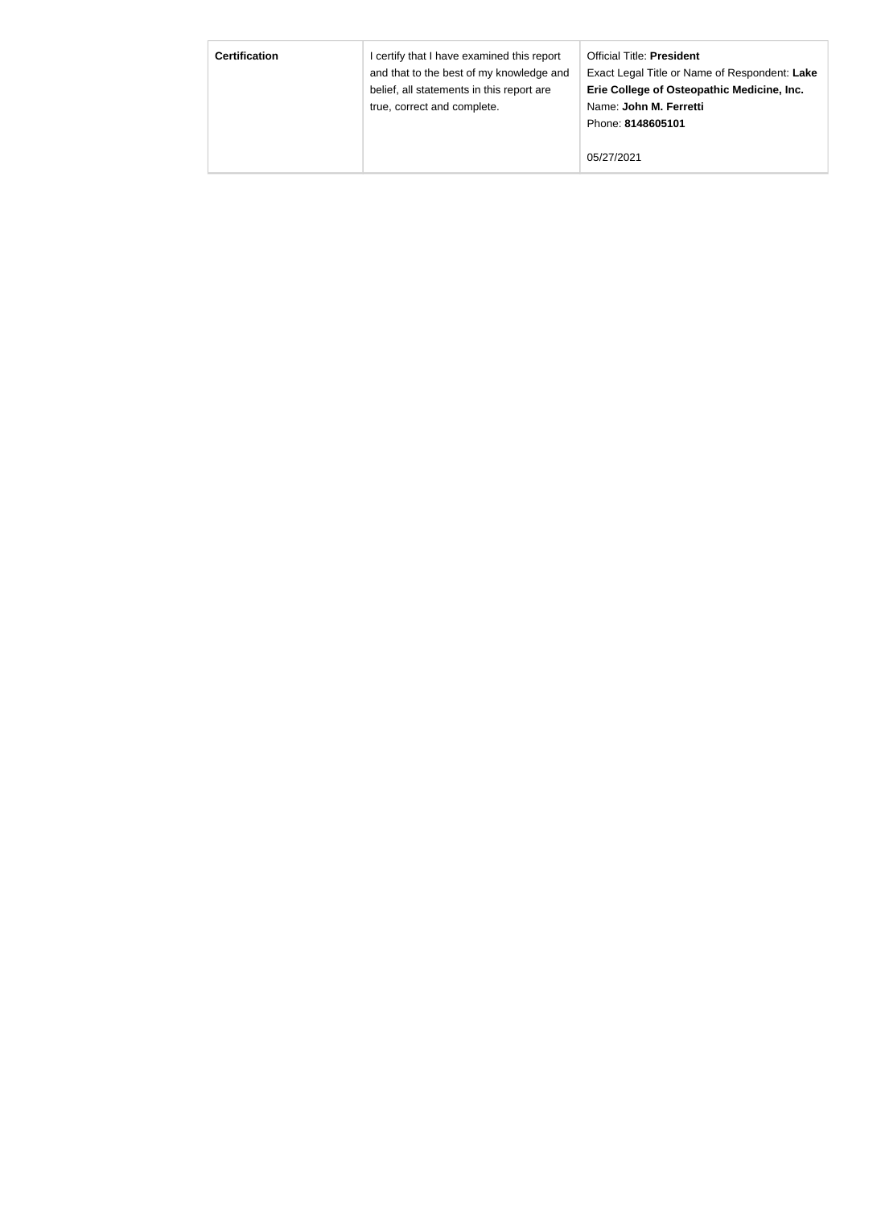| | | |
|---|---|---|
| **Certification** | I certify that I have examined this report and that to the best of my knowledge and belief, all statements in this report are true, correct and complete. | Official Title: **President**<br>Exact Legal Title or Name of Respondent: **Lake Erie College of Osteopathic Medicine, Inc.**<br>Name: **John M. Ferretti**<br>Phone: **8148605101**<br><br>05/27/2021 |